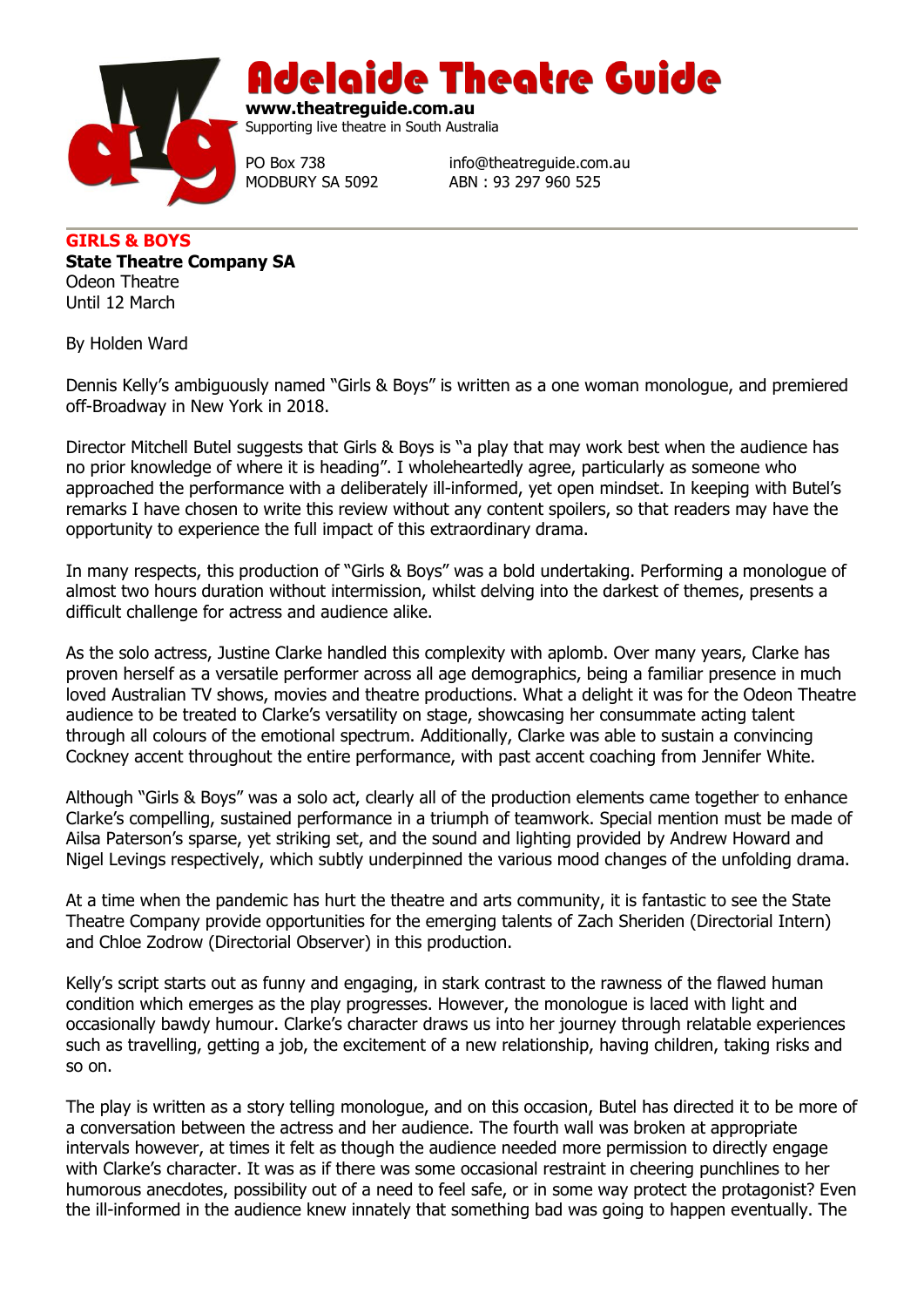# Adelaide Theatre Guide

**www.theatreguide.com.au**
Supporting live theatre in South Australia

PO Box 738
MODBURY SA 5092

info@theatreguide.com.au
ABN : 93 297 960 525

---

## GIRLS & BOYS

**State Theatre Company SA**
Odeon Theatre
Until 12 March

By Holden Ward

Dennis Kelly's ambiguously named "Girls & Boys" is written as a one woman monologue, and premiered off-Broadway in New York in 2018.

Director Mitchell Butel suggests that Girls & Boys is "a play that may work best when the audience has no prior knowledge of where it is heading". I wholeheartedly agree, particularly as someone who approached the performance with a deliberately ill-informed, yet open mindset. In keeping with Butel's remarks I have chosen to write this review without any content spoilers, so that readers may have the opportunity to experience the full impact of this extraordinary drama.

In many respects, this production of "Girls & Boys" was a bold undertaking. Performing a monologue of almost two hours duration without intermission, whilst delving into the darkest of themes, presents a difficult challenge for actress and audience alike.

As the solo actress, Justine Clarke handled this complexity with aplomb. Over many years, Clarke has proven herself as a versatile performer across all age demographics, being a familiar presence in much loved Australian TV shows, movies and theatre productions. What a delight it was for the Odeon Theatre audience to be treated to Clarke's versatility on stage, showcasing her consummate acting talent through all colours of the emotional spectrum. Additionally, Clarke was able to sustain a convincing Cockney accent throughout the entire performance, with past accent coaching from Jennifer White.

Although "Girls & Boys" was a solo act, clearly all of the production elements came together to enhance Clarke's compelling, sustained performance in a triumph of teamwork. Special mention must be made of Ailsa Paterson's sparse, yet striking set, and the sound and lighting provided by Andrew Howard and Nigel Levings respectively, which subtly underpinned the various mood changes of the unfolding drama.

At a time when the pandemic has hurt the theatre and arts community, it is fantastic to see the State Theatre Company provide opportunities for the emerging talents of Zach Sheriden (Directorial Intern) and Chloe Zodrow (Directorial Observer) in this production.

Kelly's script starts out as funny and engaging, in stark contrast to the rawness of the flawed human condition which emerges as the play progresses. However, the monologue is laced with light and occasionally bawdy humour. Clarke's character draws us into her journey through relatable experiences such as travelling, getting a job, the excitement of a new relationship, having children, taking risks and so on.

The play is written as a story telling monologue, and on this occasion, Butel has directed it to be more of a conversation between the actress and her audience. The fourth wall was broken at appropriate intervals however, at times it felt as though the audience needed more permission to directly engage with Clarke's character. It was as if there was some occasional restraint in cheering punchlines to her humorous anecdotes, possibility out of a need to feel safe, or in some way protect the protagonist? Even the ill-informed in the audience knew innately that something bad was going to happen eventually. The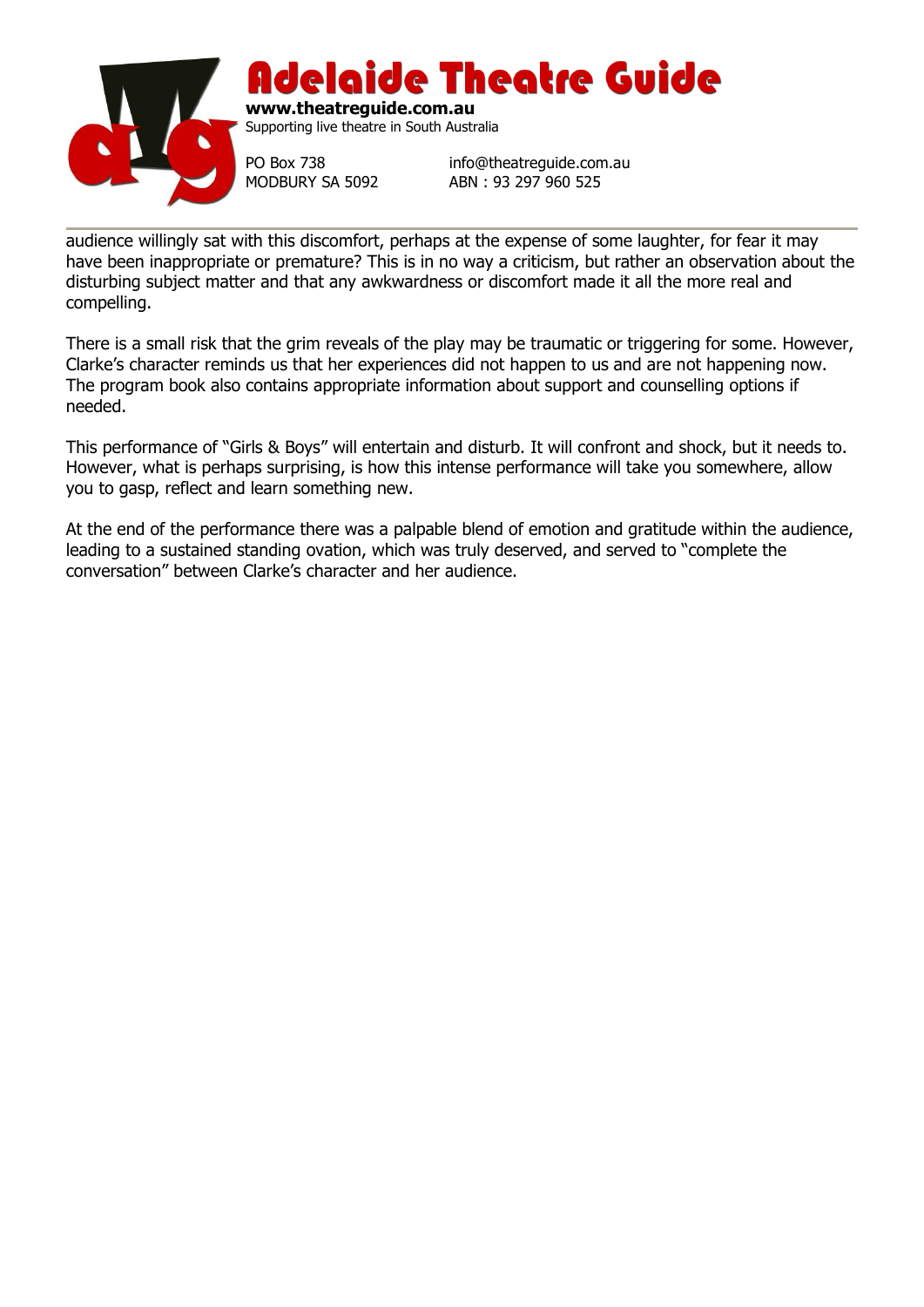audience willingly sat with this discomfort, perhaps at the expense of some laughter, for fear it may have been inappropriate or premature? This is in no way a criticism, but rather an observation about the disturbing subject matter and that any awkwardness or discomfort made it all the more real and compelling.

There is a small risk that the grim reveals of the play may be traumatic or triggering for some. However, Clarke's character reminds us that her experiences did not happen to us and are not happening now. The program book also contains appropriate information about support and counselling options if needed.

This performance of "Girls & Boys" will entertain and disturb. It will confront and shock, but it needs to. However, what is perhaps surprising, is how this intense performance will take you somewhere, allow you to gasp, reflect and learn something new.

At the end of the performance there was a palpable blend of emotion and gratitude within the audience, leading to a sustained standing ovation, which was truly deserved, and served to "complete the conversation" between Clarke's character and her audience.